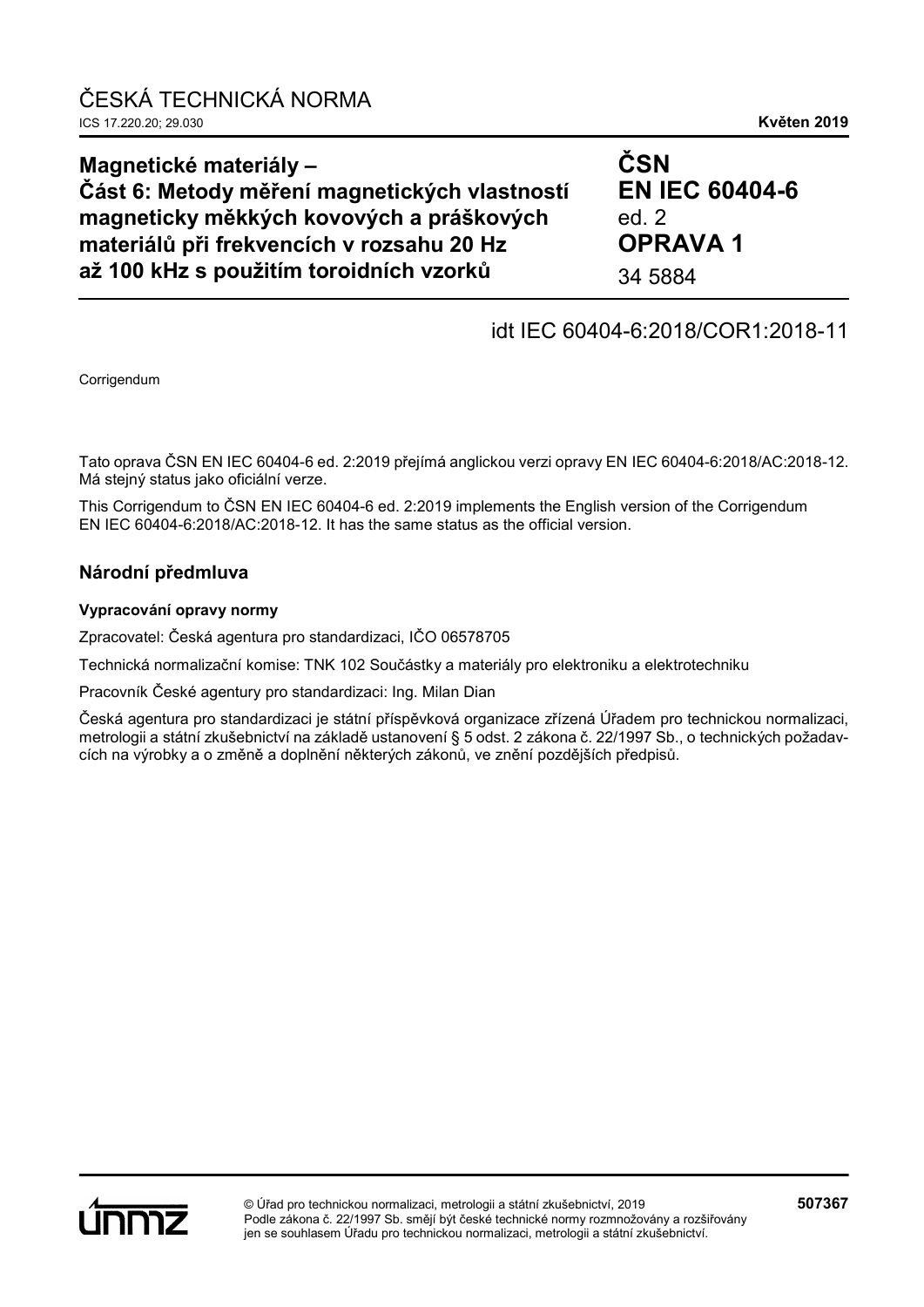ČESKÁ TECHNICKÁ NORMA

ICS 17.220.20; 29.030

**Květen 2019**

# Magnetické materiály – Část 6: Metody měření magnetických vlastností magneticky měkkých kovových a práškových materiálů při frekvencích v rozsahu 20 Hz až 100 kHz s použitím toroidních vzorků

**ČSN EN IEC 60404-6**
ed. 2
**OPRAVA 1**
34 5884

idt IEC 60404-6:2018/COR1:2018-11

Corrigendum

Tato oprava ČSN EN IEC 60404-6 ed. 2:2019 přejímá anglickou verzi opravy EN IEC 60404-6:2018/AC:2018-12. Má stejný status jako oficiální verze.

This Corrigendum to ČSN EN IEC 60404-6 ed. 2:2019 implements the English version of the Corrigendum EN IEC 60404-6:2018/AC:2018-12. It has the same status as the official version.

## Národní předmluva

### Vypracování opravy normy

Zpracovatel: Česká agentura pro standardizaci, IČO 06578705

Technická normalizační komise: TNK 102 Součástky a materiály pro elektroniku a elektrotechniku

Pracovník České agentury pro standardizaci: Ing. Milan Dian

Česká agentura pro standardizaci je státní příspěvková organizace zřízená Úřadem pro technickou normalizaci, metrologii a státní zkušebnictví na základě ustanovení § 5 odst. 2 zákona č. 22/1997 Sb., o technických požadavcích na výrobky a o změně a doplnění některých zákonů, ve znění pozdějších předpisů.

© Úřad pro technickou normalizaci, metrologii a státní zkušebnictví, 2019
Podle zákona č. 22/1997 Sb. smějí být české technické normy rozmnožovány a rozšiřovány jen se souhlasem Úřadu pro technickou normalizaci, metrologii a státní zkušebnictví.

**507367**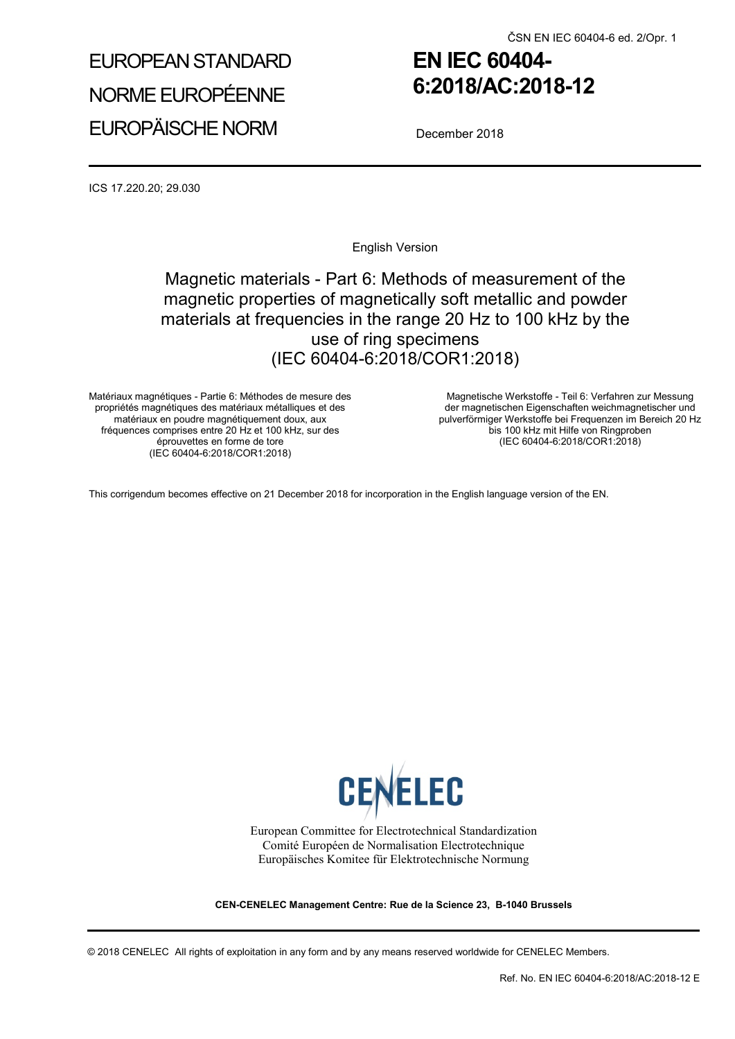# EUROPEAN STANDARD

# NORME EUROPÉENNE

# EUROPÄISCHE NORM

# EN IEC 60404-6:2018/AC:2018-12

December 2018

ICS 17.220.20; 29.030

English Version

## Magnetic materials - Part 6: Methods of measurement of the magnetic properties of magnetically soft metallic and powder materials at frequencies in the range 20 Hz to 100 kHz by the use of ring specimens (IEC 60404-6:2018/COR1:2018)

Matériaux magnétiques - Partie 6: Méthodes de mesure des propriétés magnétiques des matériaux métalliques et des matériaux en poudre magnétiquement doux, aux fréquences comprises entre 20 Hz et 100 kHz, sur des éprouvettes en forme de tore (IEC 60404-6:2018/COR1:2018)

Magnetische Werkstoffe - Teil 6: Verfahren zur Messung der magnetischen Eigenschaften weichmagnetischer und pulverförmiger Werkstoffe bei Frequenzen im Bereich 20 Hz bis 100 kHz mit Hilfe von Ringproben (IEC 60404-6:2018/COR1:2018)

This corrigendum becomes effective on 21 December 2018 for incorporation in the English language version of the EN.

European Committee for Electrotechnical Standardization
Comité Européen de Normalisation Electrotechnique
Europäisches Komitee für Elektrotechnische Normung

**CEN-CENELEC Management Centre: Rue de la Science 23, B-1040 Brussels**

© 2018 CENELEC All rights of exploitation in any form and by any means reserved worldwide for CENELEC Members.

Ref. No. EN IEC 60404-6:2018/AC:2018-12 E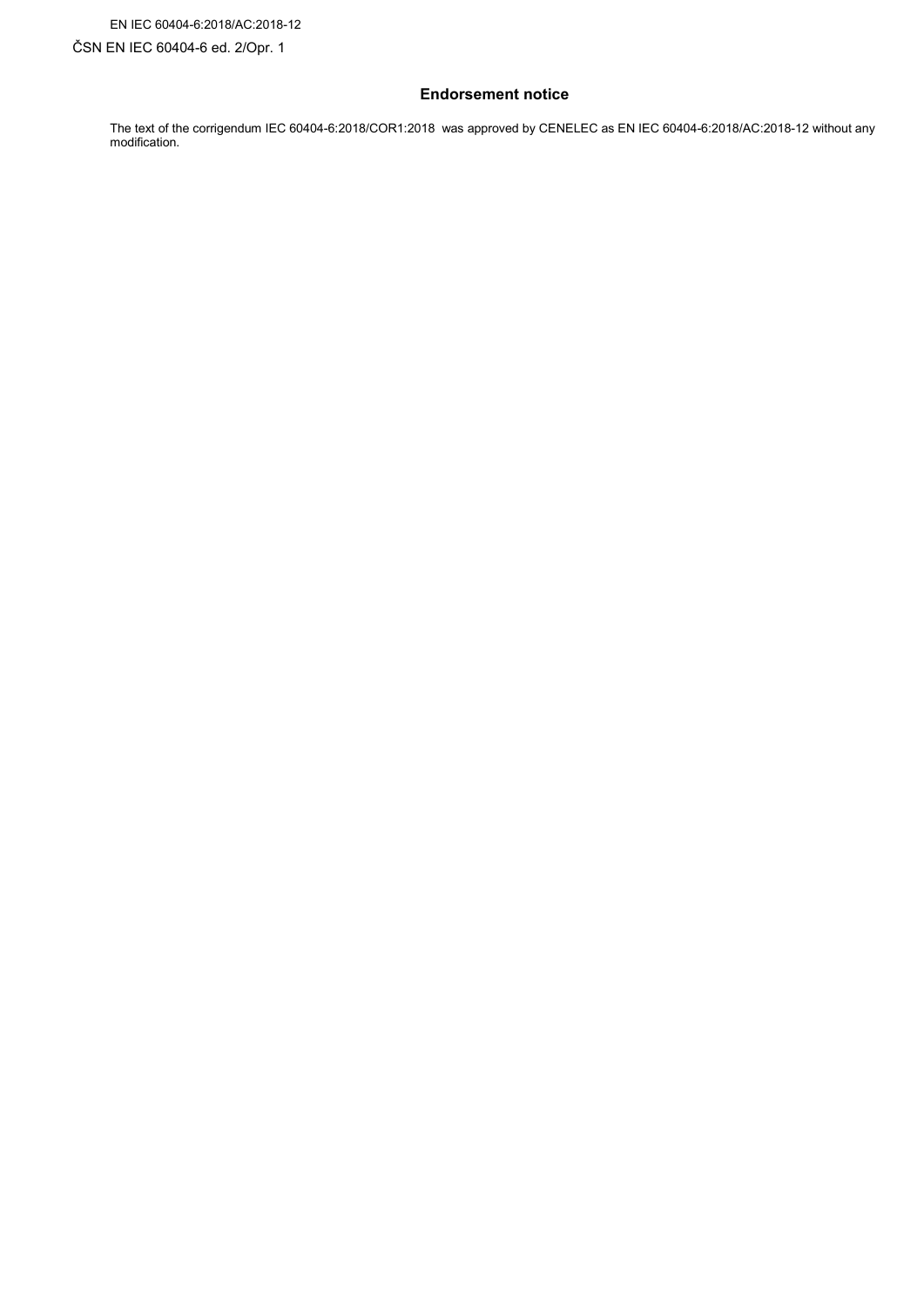## Endorsement notice

The text of the corrigendum IEC 60404-6:2018/COR1:2018 was approved by CENELEC as EN IEC 60404-6:2018/AC:2018-12 without any modification.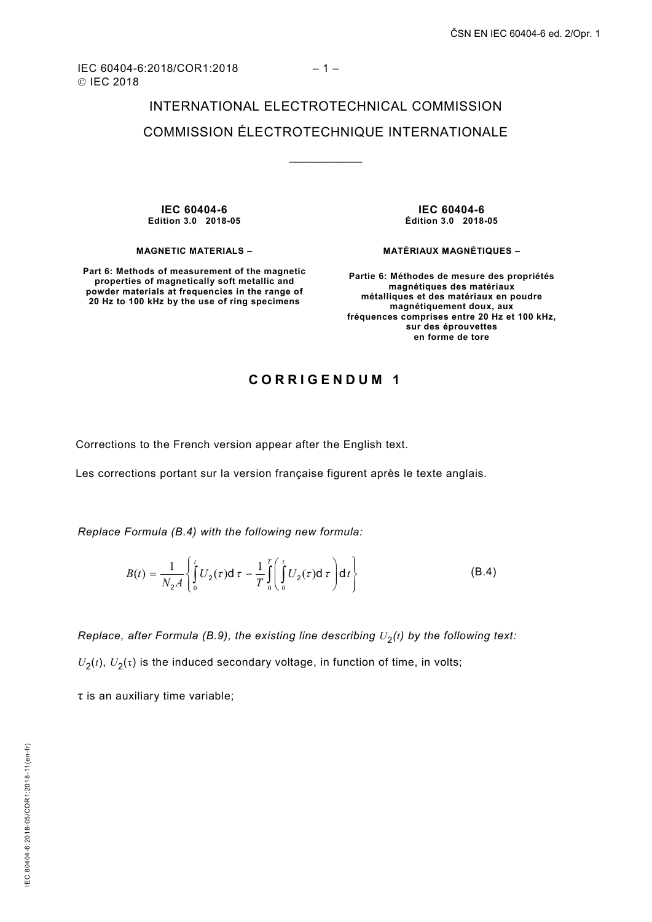IEC 60404-6:2018/COR1:2018
© IEC 2018

INTERNATIONAL ELECTROTECHNICAL COMMISSION

COMMISSION ÉLECTROTECHNIQUE INTERNATIONALE

**IEC 60404-6**
**Edition 3.0 2018-05**

**MAGNETIC MATERIALS –**

**Part 6: Methods of measurement of the magnetic properties of magnetically soft metallic and powder materials at frequencies in the range of 20 Hz to 100 kHz by the use of ring specimens**

**IEC 60404-6**
**Édition 3.0 2018-05**

**MATÉRIAUX MAGNÉTIQUES –**

**Partie 6: Méthodes de mesure des propriétés magnétiques des matériaux métalliques et des matériaux en poudre magnétiquement doux, aux fréquences comprises entre 20 Hz et 100 kHz, sur des éprouvettes en forme de tore**

# CORRIGENDUM 1

Corrections to the French version appear after the English text.

Les corrections portant sur la version française figurent après le texte anglais.

*Replace Formula (B.4) with the following new formula:*

$$B(t) = \frac{1}{N_2 A}\left\{\int_0^t U_2(\tau)\mathrm{d}\,\tau - \frac{1}{T}\int_0^T\left(\int_0^t U_2(\tau)\mathrm{d}\,\tau\right)\mathrm{d}\,t\right\} \tag{B.4}$$

*Replace, after Formula (B.9), the existing line describing $U_2(t)$ by the following text:*

$U_2(t)$, $U_2(\tau)$ is the induced secondary voltage, in function of time, in volts;

$\tau$ is an auxiliary time variable;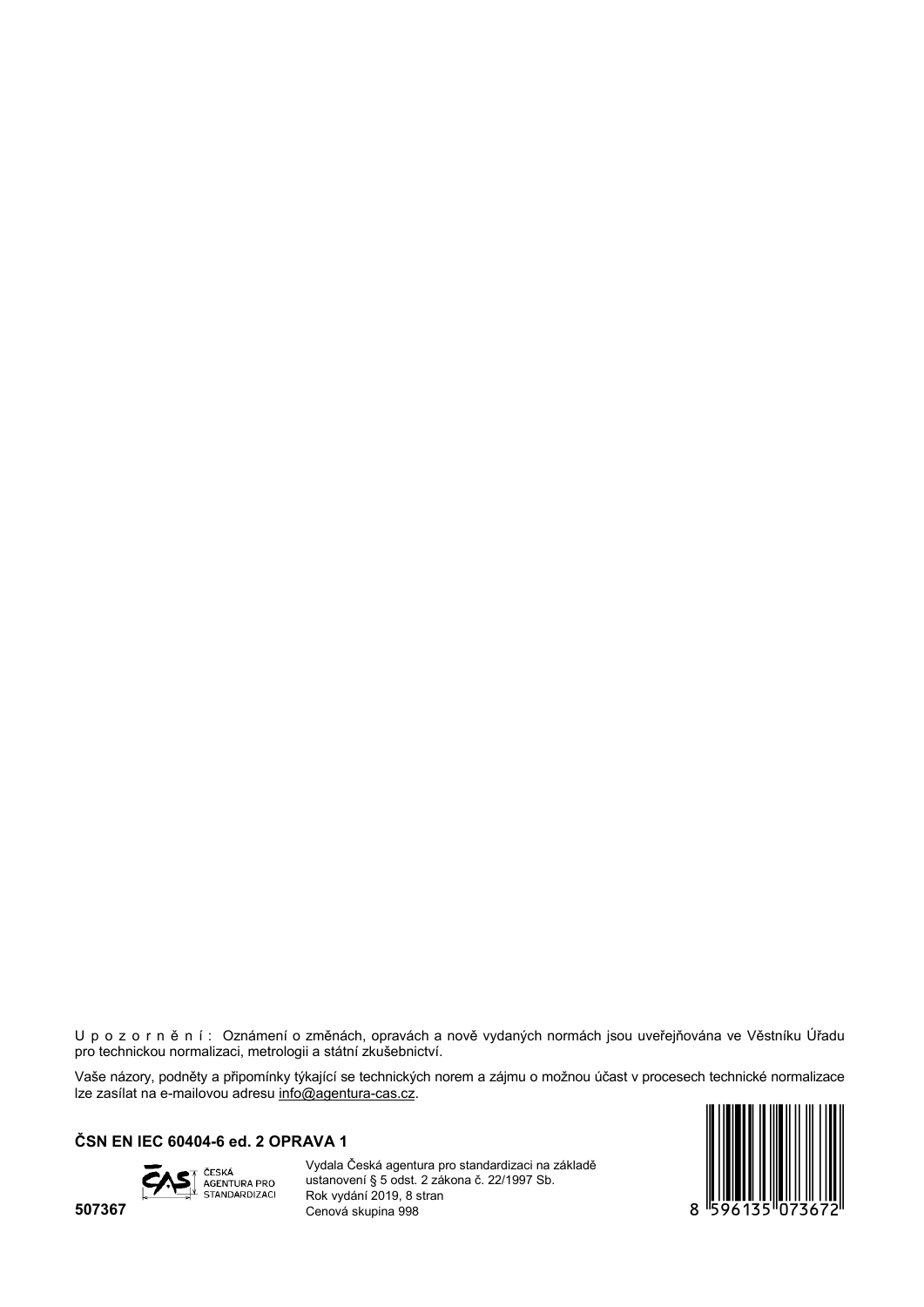U p o z o r n ě n í : Oznámení o změnách, opravách a nově vydaných normách jsou uveřejňována ve Věstníku Úřadu pro technickou normalizaci, metrologii a státní zkušebnictví.

Vaše názory, podněty a připomínky týkající se technických norem a zájmu o možnou účast v procesech technické normalizace lze zasílat na e-mailovou adresu info@agentura-cas.cz.

**ČSN EN IEC 60404-6 ed. 2 OPRAVA 1**

ČESKÁ AGENTURA PRO STANDARDIZACI

Vydala Česká agentura pro standardizaci na základě ustanovení § 5 odst. 2 zákona č. 22/1997 Sb.
Rok vydání 2019, 8 stran
Cenová skupina 998

**507367**

8 596135 073672